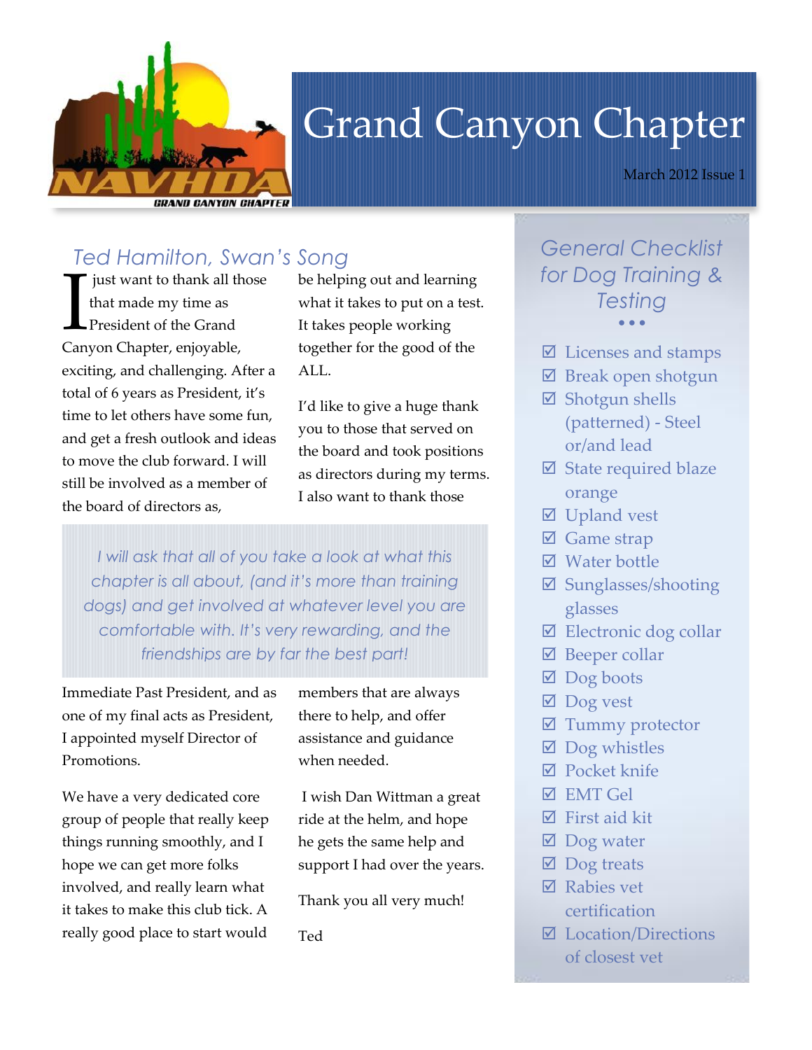# Grand Canyon Chapter

March 2012 Issue 1

## Ted Hamilton, Swan's Song

I just want to thank all those that made my time as President of the Grand Canyon Chapter, enjoyable, exciting, and challenging. After a total of 6 years as President, it's time to let others have some fun, and get a fresh outlook and ideas to move the club forward. I will still be involved as a member of the board of directors as, Immediate Past President, and as one of my final acts as President, I appointed myself Director of Promotions.

We have a very dedicated core group of people that really keep things running smoothly, and I hope we can get more folks involved, and really learn what it takes to make this club tick. A really good place to start would be helping out and learning what it takes to put on a test. It takes people working together for the good of the ALL.

I'd like to give a huge thank you to those that served on the board and took positions as directors during my terms. I also want to thank those members that are always there to help, and offer assistance and guidance when needed.

I wish Dan Wittman a great ride at the helm, and hope he gets the same help and support I had over the years.

Thank you all very much!

Ted

> *I will ask that all of you take a look at what this chapter is all about, (and it's more than training dogs) and get involved at whatever level you are comfortable with. It's very rewarding, and the friendships are by far the best part!*

## General Checklist for Dog Training & Testing

- ☑ Licenses and stamps
- ☑ Break open shotgun
- ☑ Shotgun shells (patterned) - Steel or/and lead
- ☑ State required blaze orange
- ☑ Upland vest
- ☑ Game strap
- ☑ Water bottle
- ☑ Sunglasses/shooting glasses
- ☑ Electronic dog collar
- ☑ Beeper collar
- ☑ Dog boots
- ☑ Dog vest
- ☑ Tummy protector
- ☑ Dog whistles
- ☑ Pocket knife
- ☑ EMT Gel
- ☑ First aid kit
- ☑ Dog water
- ☑ Dog treats
- ☑ Rabies vet certification
- ☑ Location/Directions of closest vet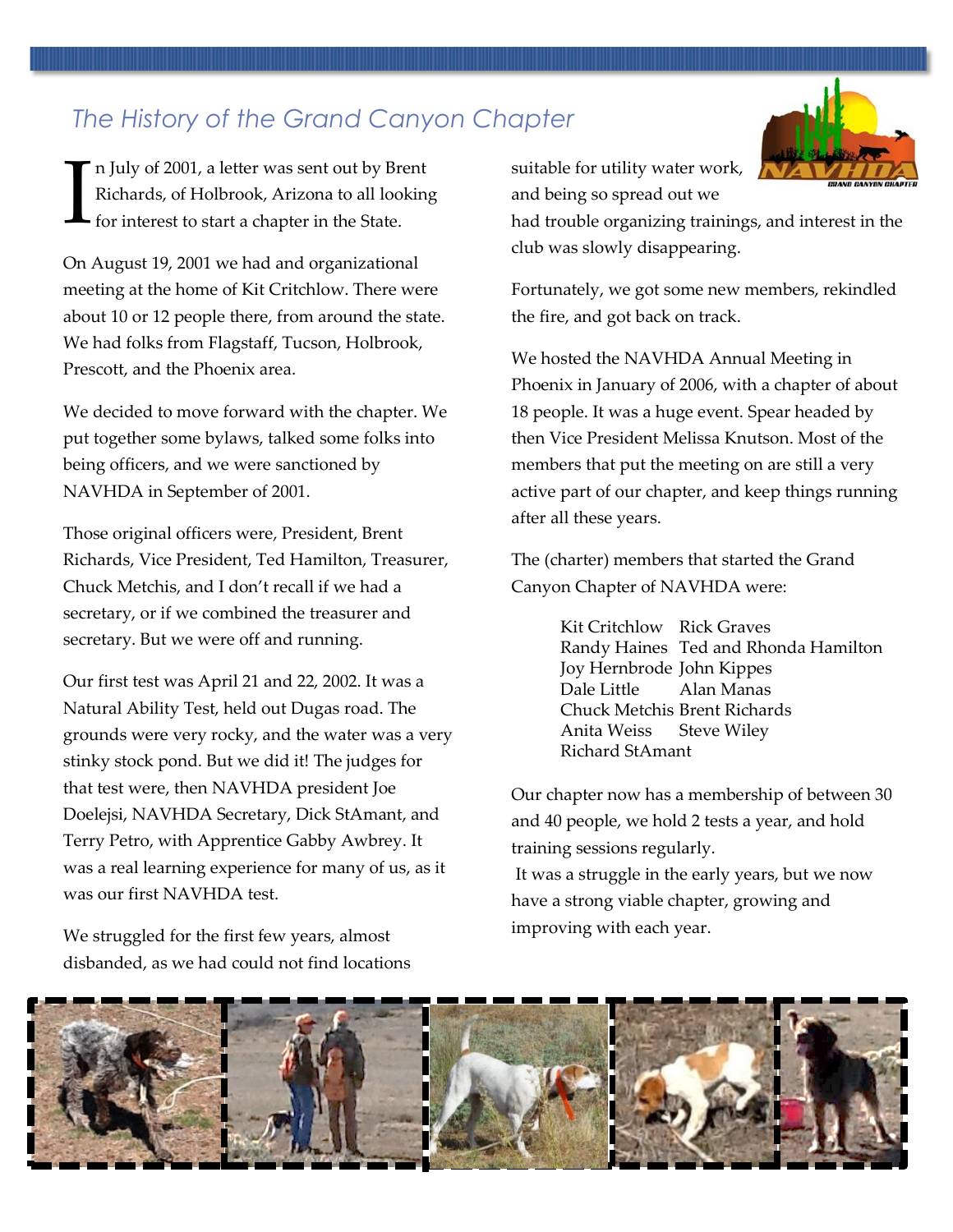# The History of the Grand Canyon Chapter

In July of 2001, a letter was sent out by Brent Richards, of Holbrook, Arizona to all looking for interest to start a chapter in the State.

On August 19, 2001 we had and organizational meeting at the home of Kit Critchlow. There were about 10 or 12 people there, from around the state. We had folks from Flagstaff, Tucson, Holbrook, Prescott, and the Phoenix area.

We decided to move forward with the chapter. We put together some bylaws, talked some folks into being officers, and we were sanctioned by NAVHDA in September of 2001.

Those original officers were, President, Brent Richards, Vice President, Ted Hamilton, Treasurer, Chuck Metchis, and I don't recall if we had a secretary, or if we combined the treasurer and secretary. But we were off and running.

Our first test was April 21 and 22, 2002. It was a Natural Ability Test, held out Dugas road. The grounds were very rocky, and the water was a very stinky stock pond. But we did it! The judges for that test were, then NAVHDA president Joe Doelejsi, NAVHDA Secretary, Dick StAmant, and Terry Petro, with Apprentice Gabby Awbrey. It was a real learning experience for many of us, as it was our first NAVHDA test.

We struggled for the first few years, almost disbanded, as we had could not find locations suitable for utility water work, and being so spread out we had trouble organizing trainings, and interest in the club was slowly disappearing.

Fortunately, we got some new members, rekindled the fire, and got back on track.

We hosted the NAVHDA Annual Meeting in Phoenix in January of 2006, with a chapter of about 18 people. It was a huge event. Spear headed by then Vice President Melissa Knutson. Most of the members that put the meeting on are still a very active part of our chapter, and keep things running after all these years.

The (charter) members that started the Grand Canyon Chapter of NAVHDA were:

Kit Critchlow
Rick Graves
Randy Haines
Ted and Rhonda Hamilton
Joy Hernbrode
John Kippes
Dale Little
Alan Manas
Chuck Metchis
Brent Richards
Anita Weiss
Steve Wiley
Richard StAmant

Our chapter now has a membership of between 30 and 40 people, we hold 2 tests a year, and hold training sessions regularly.

It was a struggle in the early years, but we now have a strong viable chapter, growing and improving with each year.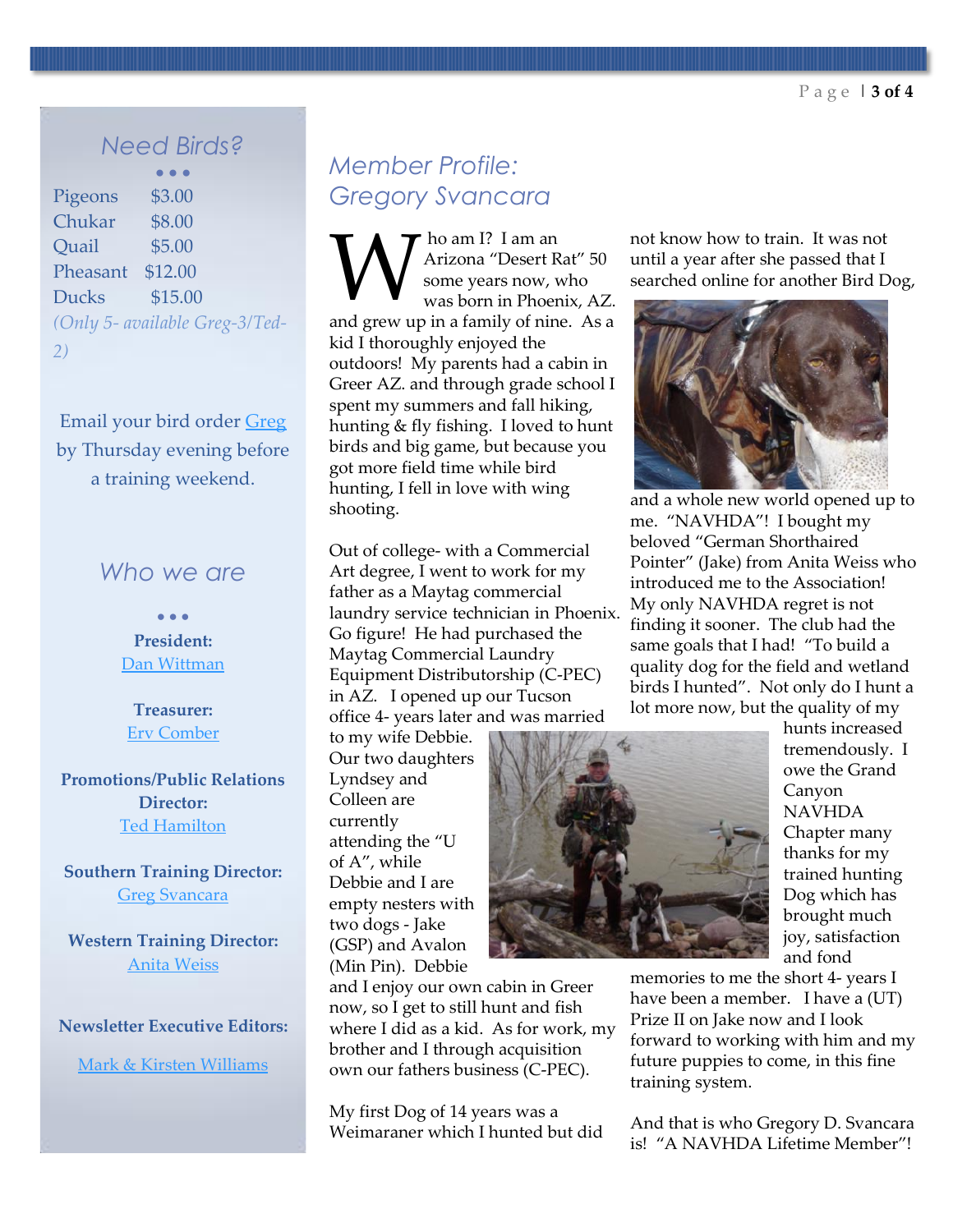## Need Birds?

• • •

| | |
|---|---|
| Pigeons | $3.00 |
| Chukar | $8.00 |
| Quail | $5.00 |
| Pheasant | $12.00 |
| Ducks | $15.00 |

*(Only 5- available Greg-3/Ted-2)*

Email your bird order Greg by Thursday evening before a training weekend.

## Who we are

• • •

**President:**
Dan Wittman

**Treasurer:**
Erv Comber

**Promotions/Public Relations Director:**
Ted Hamilton

**Southern Training Director:**
Greg Svancara

**Western Training Director:**
Anita Weiss

**Newsletter Executive Editors:**

Mark & Kirsten Williams

# Member Profile: Gregory Svancara

Who am I? I am an Arizona "Desert Rat" 50 some years now, who was born in Phoenix, AZ. and grew up in a family of nine. As a kid I thoroughly enjoyed the outdoors! My parents had a cabin in Greer AZ. and through grade school I spent my summers and fall hiking, hunting & fly fishing. I loved to hunt birds and big game, but because you got more field time while bird hunting, I fell in love with wing shooting.

Out of college- with a Commercial Art degree, I went to work for my father as a Maytag commercial laundry service technician in Phoenix. Go figure! He had purchased the Maytag Commercial Laundry Equipment Distributorship (C-PEC) in AZ. I opened up our Tucson office 4- years later and was married to my wife Debbie. Our two daughters Lyndsey and Colleen are currently attending the "U of A", while Debbie and I are empty nesters with two dogs - Jake (GSP) and Avalon (Min Pin). Debbie and I enjoy our own cabin in Greer now, so I get to still hunt and fish where I did as a kid. As for work, my brother and I through acquisition own our fathers business (C-PEC).

My first Dog of 14 years was a Weimaraner which I hunted but did not know how to train. It was not until a year after she passed that I searched online for another Bird Dog, and a whole new world opened up to me. "NAVHDA"! I bought my beloved "German Shorthaired Pointer" (Jake) from Anita Weiss who introduced me to the Association! My only NAVHDA regret is not finding it sooner. The club had the same goals that I had! "To build a quality dog for the field and wetland birds I hunted". Not only do I hunt a lot more now, but the quality of my hunts increased tremendously. I owe the Grand Canyon NAVHDA Chapter many thanks for my trained hunting Dog which has brought much joy, satisfaction and fond memories to me the short 4- years I have been a member. I have a (UT) Prize II on Jake now and I look forward to working with him and my future puppies to come, in this fine training system.

And that is who Gregory D. Svancara is! "A NAVHDA Lifetime Member"!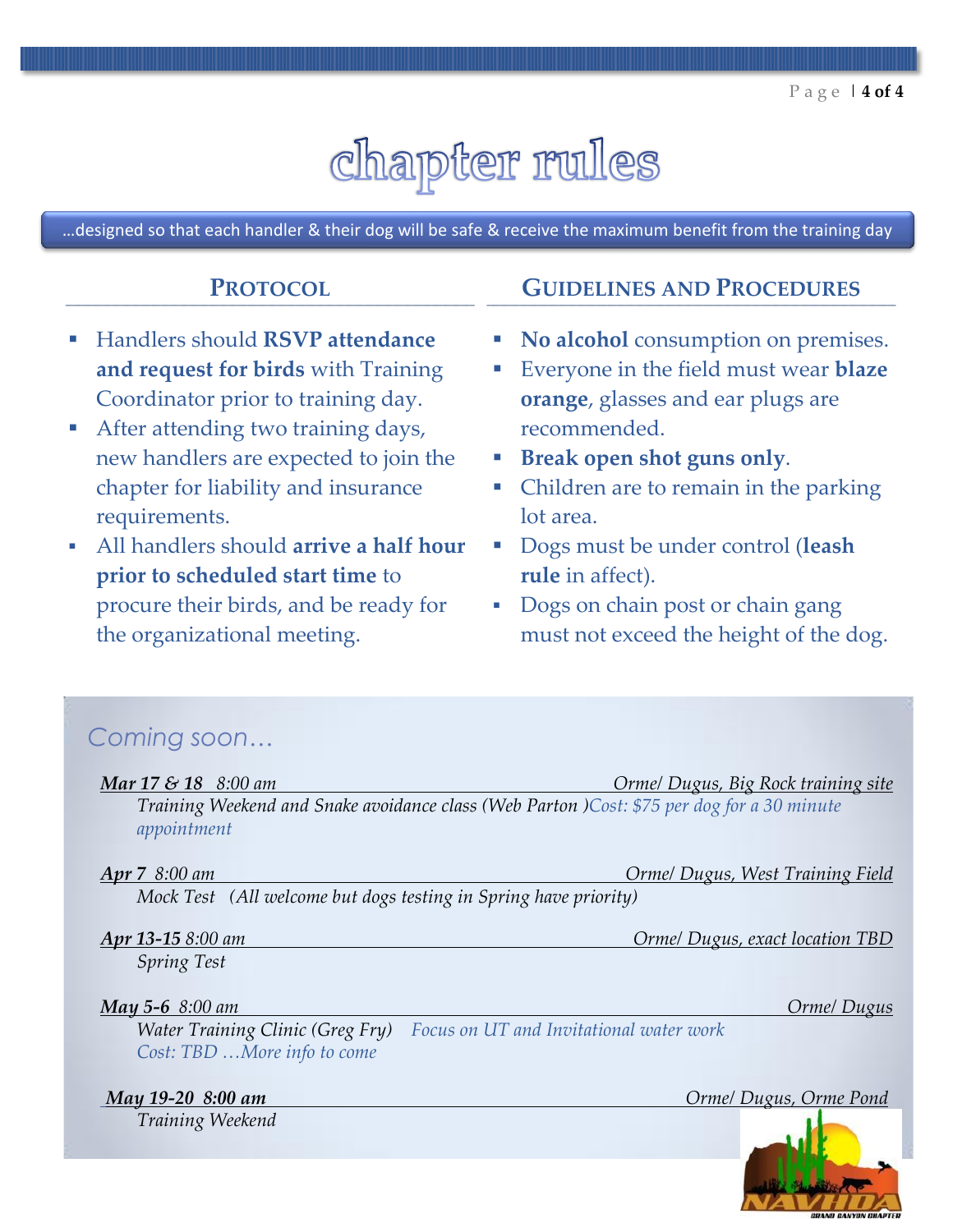# chapter rules

…designed so that each handler & their dog will be safe & receive the maximum benefit from the training day

## Protocol

- Handlers should **RSVP attendance and request for birds** with Training Coordinator prior to training day.
- After attending two training days, new handlers are expected to join the chapter for liability and insurance requirements.
- All handlers should **arrive a half hour prior to scheduled start time** to procure their birds, and be ready for the organizational meeting.

## Guidelines and Procedures

- **No alcohol** consumption on premises.
- Everyone in the field must wear **blaze orange**, glasses and ear plugs are recommended.
- **Break open shot guns only**.
- Children are to remain in the parking lot area.
- Dogs must be under control (**leash rule** in affect).
- Dogs on chain post or chain gang must not exceed the height of the dog.

## Coming soon…

***Mar 17 & 18*** *8:00 am* — *Orme/ Dugus, Big Rock training site*
*Training Weekend and Snake avoidance class (Web Parton )Cost: $75 per dog for a 30 minute appointment*

***Apr 7*** *8:00 am* — *Orme/ Dugus, West Training Field*
*Mock Test (All welcome but dogs testing in Spring have priority)*

***Apr 13-15*** *8:00 am* — *Orme/ Dugus, exact location TBD*
*Spring Test*

***May 5-6*** *8:00 am* — *Orme/ Dugus*
*Water Training Clinic (Greg Fry) Focus on UT and Invitational water work*
*Cost: TBD …More info to come*

***May 19-20*** ***8:00 am*** — *Orme/ Dugus, Orme Pond*
*Training Weekend*

NAVHDA
GRAND CANYON CHAPTER